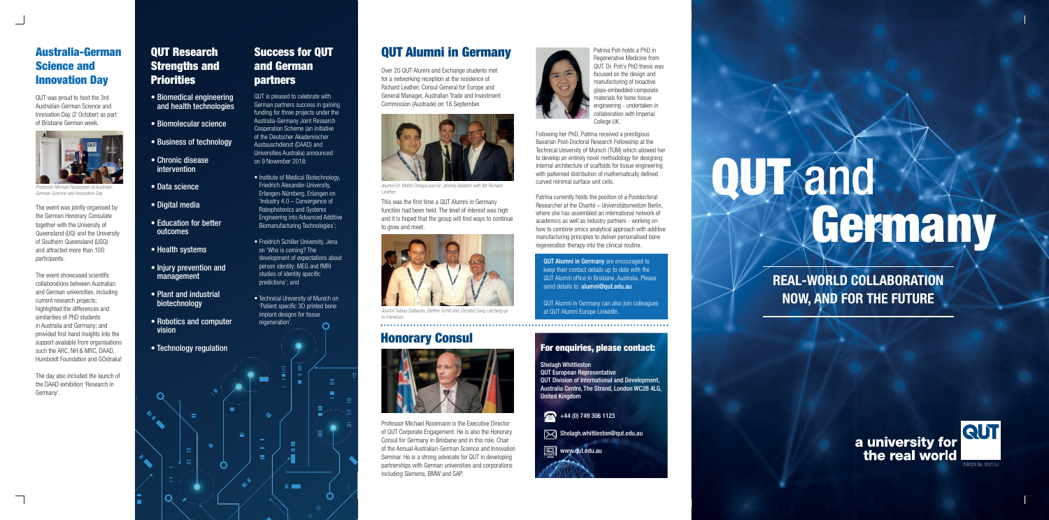## Australia-German Science and Innovation Day

QUT was proud to host the 3rd Australian-German Science and Innovation Day (2 October) as part of Brisbane German week.

*Professor Michael Rosemann at Australia-German Science and Innovation Day*

The event was jointly organised by the German Honorary Consulate together with the University of Queensland (UQ) and the University of Southern Queensland (USQ) and attracted more than 100 participants.

The event showcased scientific collaborations between Australian and German universities, including current research projects; highlighted the differences and similarities of PhD students in Australia and Germany; and provided first hand insights into the support available from organisations such the ARC, NH & MRC, DAAD, Humboldt Foundation and GOstralia!

The day also included the launch of the DAAD exhibition 'Research in Germany'.

## QUT Research Strengths and Priorities

- Biomedical engineering and health technologies
- Biomolecular science
- Business of technology
- Chronic disease intervention
- Data science
- Digital media
- Education for better outcomes
- Health systems
- Injury prevention and management
- Plant and industrial biotechnology
- Robotics and computer vision
- Technology regulation

## Success for QUT and German partners

QUT is pleased to celebrate with German partners success in gaining funding for three projects under the Australia-Germany Joint Research Cooperation Scheme (an initiative of the Deutscher Akademischer Austauschdienst (DAAD) and Universities Australia) announced on 9 November 2018:

- Institute of Medical Biotechnology, Friedrich Alexander-University, Erlangen-Nürnberg, Erlangen on 'Industry 4.0 – Convergence of Robophotonics and Systems Engineering into Advanced Additive Biomanufacturing Technologies';
- Freidrich Schiller University, Jena on 'Who is coming? The development of expectations about person identity: MEG and fMRI studies of identity specific predictions'; and
- Technical University of Munich on 'Patient specific 3D printed bone implant designs for tissue regeneration'.

## QUT Alumni in Germany

Over 20 QUT Alumni and Exchange students met for a networking reception at the residence of Richard Leather, Consul General for Europe and General Manager, Australian Trade and Investment Commission (Austrade) on 18 September.

*Alumni Dr. Mohit Chhaya and Dr. Jeremy Baldwin with Mr Richard Leather.*

This was the first time a QUT Alumni in Germany function had been held. The level of interest was high and it is hoped that the group will find ways to continue to grow and meet.

*Alumni Tobias Salbaum, Steffen Schill and Christof Zang catching up in Frankfurt.*

Patrina Poh holds a PhD in Regenerative Medicine from QUT. Dr. Poh's PhD thesis was focused on the design and manufacturing of bioactive glass-embedded composite materials for bone tissue engineering - undertaken in collaboration with Imperial College UK.

Following her PhD, Patrina received a prestigious Bavarian Post-Doctoral Research Fellowship at the Technical University of Munich (TUM) which allowed her to develop an entirely novel methodology for designing internal architecture of scaffolds for tissue engineering with patterned distribution of mathematically defined curved minimal surface unit cells.

Patrina currently holds the position of a Postdoctoral Researcher at the Charité – Universitätsmedizin Berlin, where she has assembled an international network of academics as well as industry partners - working on how to combine omics analytical approach with additive manufacturing principles to deliver personalised bone regeneration therapy into the clinical routine.

**QUT Alumni in Germany** are encouraged to keep their contact details up to date with the QUT Alumni office in Brisbane, Australia. Please send details to: **alumni@qut.edu.au**

QUT Alumni in Germany can also join colleagues at QUT Alumni Europe LinkedIn.

## Honorary Consul

Professor Michael Rosemann is the Executive Director of QUT Corporate Engagement. He is also the Honorary Consul for Germany in Brisbane and in this role, Chair of the Annual Australian-German Science and Innovation Seminar. He is a strong advocate for QUT in developing partnerships with German universities and corporations including Siemens, BMW and SAP.

### For enquiries, please contact:

**Shelagh Whittleston**
**QUT European Representative**
**QUT Division of International and Development, Australia Centre, The Strand, London WC2B 4LG, United Kingdom**

+44 (0) 749 306 1123

Shelagh.whittleston@qut.edu.au

www.qut.edu.au

# QUT and Germany

## REAL-WORLD COLLABORATION NOW, AND FOR THE FUTURE

a university for the real world

CRICOS No. 00213J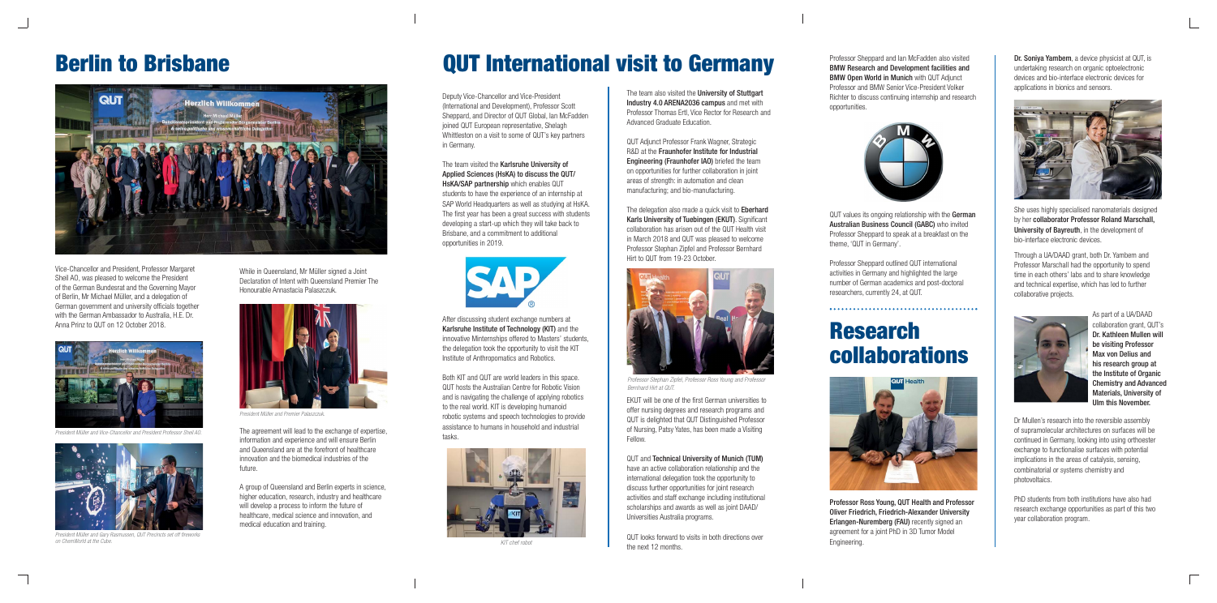# Berlin to Brisbane

Vice-Chancellor and President, Professor Margaret Sheil AO, was pleased to welcome the President of the German Bundesrat and the Governing Mayor of Berlin, Mr Michael Müller, and a delegation of German government and university officials together with the German Ambassador to Australia, H.E. Dr. Anna Prinz to QUT on 12 October 2018.

*President Müller and Vice-Chancellor and President Professor Sheil AO.*

*President Müller and Gary Rasmussen, QUT Precincts set off fireworks on ChemWorld at the Cube.*

While in Queensland, Mr Müller signed a Joint Declaration of Intent with Queensland Premier The Honourable Annastacia Palaszczuk.

*President Müller and Premier Palaszczuk.*

The agreement will lead to the exchange of expertise, information and experience and will ensure Berlin and Queensland are at the forefront of healthcare innovation and the biomedical industries of the future.

A group of Queensland and Berlin experts in science, higher education, research, industry and healthcare will develop a process to inform the future of healthcare, medical science and innovation, and medical education and training.

# QUT International visit to Germany

Deputy Vice-Chancellor and Vice-President (International and Development), Professor Scott Sheppard, and Director of QUT Global, Ian McFadden joined QUT European representative, Shelagh Whittleston on a visit to some of QUT's key partners in Germany.

The team visited the **Karlsruhe University of Applied Sciences (HsKA) to discuss the QUT/HsKA/SAP partnership** which enables QUT students to have the experience of an internship at SAP World Headquarters as well as studying at HsKA. The first year has been a great success with students developing a start-up which they will take back to Brisbane, and a commitment to additional opportunities in 2019.

After discussing student exchange numbers at **Karlsruhe Institute of Technology (KIT)** and the innovative Minternships offered to Masters' students, the delegation took the opportunity to visit the KIT Institute of Anthropomatics and Robotics.

Both KIT and QUT are world leaders in this space. QUT hosts the Australian Centre for Robotic Vision and is navigating the challenge of applying robotics to the real world. KIT is developing humanoid robotic systems and speech technologies to provide assistance to humans in household and industrial tasks.

*KIT chef robot*

The team also visited the **University of Stuttgart Industry 4.0 ARENA2036 campus** and met with Professor Thomas Ertl, Vice Rector for Research and Advanced Graduate Education.

QUT Adjunct Professor Frank Wagner, Strategic R&D at the **Fraunhofer Institute for Industrial Engineering (Fraunhofer IAO)** briefed the team on opportunities for further collaboration in joint areas of strength: in automation and clean manufacturing; and bio-manufacturing.

The delegation also made a quick visit to **Eberhard Karls University of Tuebingen (EKUT)**. Significant collaboration has arisen out of the QUT Health visit in March 2018 and QUT was pleased to welcome Professor Stephan Zipfel and Professor Bernhard Hirt to QUT from 19-23 October.

*Professor Stephan Zipfel, Professor Ross Young and Professor Bernhard Hirt at QUT.*

EKUT will be one of the first German universities to offer nursing degrees and research programs and QUT is delighted that QUT Distinguished Professor of Nursing, Patsy Yates, has been made a Visiting Fellow.

QUT and **Technical University of Munich (TUM)** have an active collaboration relationship and the international delegation took the opportunity to discuss further opportunities for joint research activities and staff exchange including institutional scholarships and awards as well as joint DAAD/Universities Australia programs.

QUT looks forward to visits in both directions over the next 12 months.

Professor Sheppard and Ian McFadden also visited **BMW Research and Development facilities and BMW Open World in Munich** with QUT Adjunct Professor and BMW Senior Vice-President Volker Richter to discuss continuing internship and research opportunities.

QUT values its ongoing relationship with the **German Australian Business Council (GABC)** who invited Professor Sheppard to speak at a breakfast on the theme, 'QUT in Germany'.

Professor Sheppard outlined QUT international activities in Germany and highlighted the large number of German academics and post-doctoral researchers, currently 24, at QUT.

# Research collaborations

**Professor Ross Young, QUT Health and Professor Oliver Friedrich, Friedrich-Alexander University Erlangen-Nuremberg (FAU)** recently signed an agreement for a joint PhD in 3D Tumor Model Engineering.

**Dr. Soniya Yambem**, a device physicist at QUT, is undertaking research on organic optoelectronic devices and bio-interface electronic devices for applications in bionics and sensors.

She uses highly specialised nanomaterials designed by her **collaborator Professor Roland Marschall, University of Bayreuth**, in the development of bio-interface electronic devices.

Through a UA/DAAD grant, both Dr. Yambem and Professor Marschall had the opportunity to spend time in each others' labs and to share knowledge and technical expertise, which has led to further collaborative projects.

As part of a UA/DAAD collaboration grant, QUT's **Dr. Kathleen Mullen will be visiting Professor Max von Delius and his research group at the Institute of Organic Chemistry and Advanced Materials, University of Ulm this November.**

Dr Mullen's research into the reversible assembly of supramolecular architectures on surfaces will be continued in Germany, looking into using orthoester exchange to functionalise surfaces with potential implications in the areas of catalysis, sensing, combinatorial or systems chemistry and photovoltaics.

PhD students from both institutions have also had research exchange opportunities as part of this two year collaboration program.